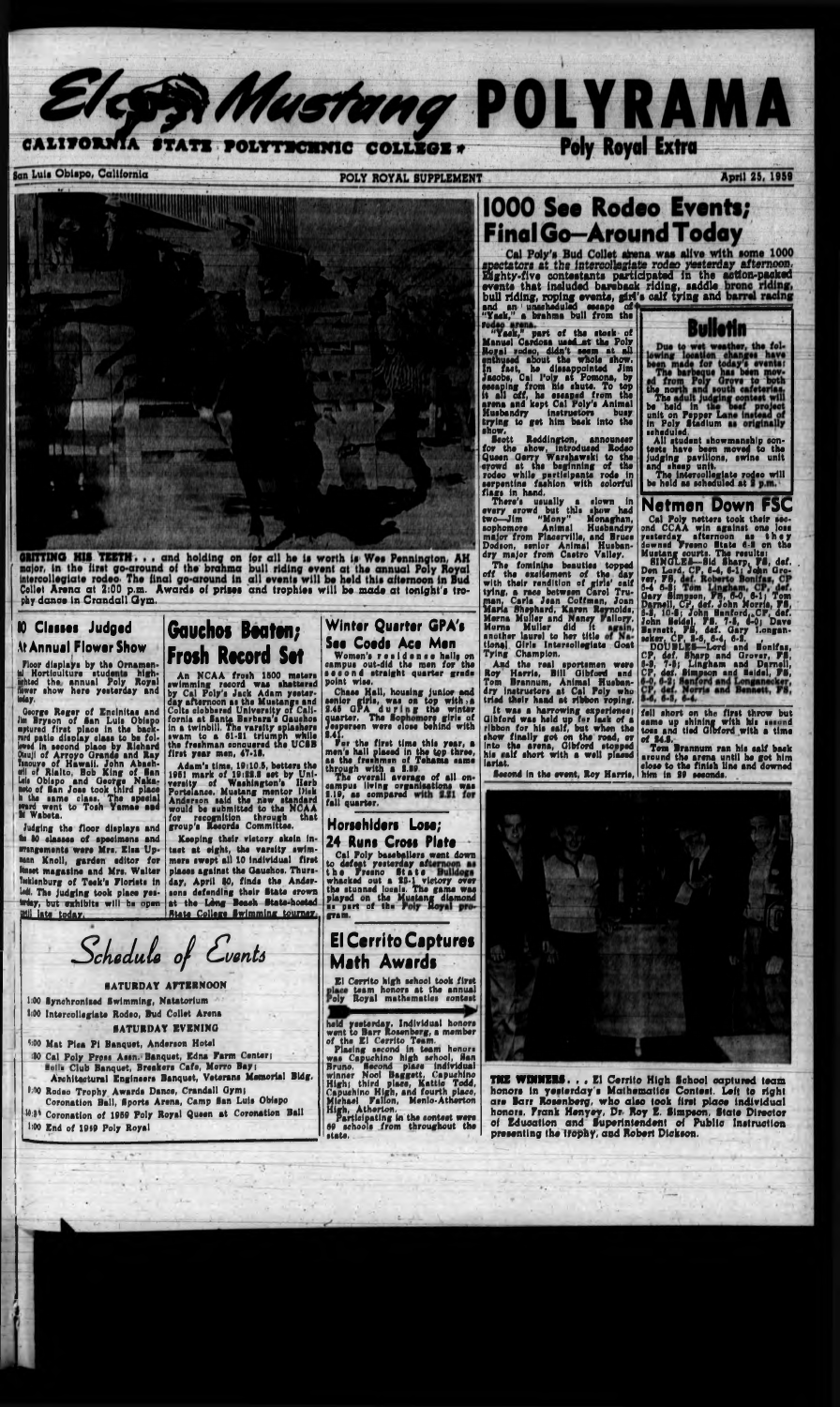# El Mustang POLYRAMA

**CALIFORNIA STATE POLYTECHNIC COLLEGE**

**Poly Royal Extra**

San Luis Obispo, California — POLY ROYAL SUPPLEMENT — April 25, 1959

GRITTING HIS TEETH . . . and holding on for all he is worth is Wes Pennington, AH major, in the first go-around of the brahma bull riding event at the annual Poly Royal intercollegiate rodeo. The final go-around in all events will be held this afternoon in Bud Collet Arena at 2:00 p.m. Awards of prizes and trophies will be made at tonight's trophy dance in Crandall Gym.

## 1000 See Rodeo Events; Final Go-Around Today

Cal Poly's Bud Collet arena was alive with some 1000 spectators at the intercollegiate rodeo yesterday afternoon. Eighty-five contestants participated in the action-packed events that included bareback riding, saddle bronc riding, bull riding, roping events, girl's calf tying and barrel racing and an unscheduled escape of "Yeah," a brahma bull from the rodeo arena.

"Yeah," part of the stock of Manuel Cardoza used at the Poly Royal rodeo, didn't seem at all enthused about the whole show. In fact, he disappointed Jim Jacobs, Cal Poly at Pomona, by escaping from his chute. To top it all off, he escaped from the arena and kept Cal Poly's Animal Husbandry instructors busy trying to get him back into the show.

Scott Reddington, announcer for the show, introduced Rodeo Queen Gerry Warshawski to the crowd at the beginning of the rodeo while participants rode in serpentine fashion with colorful flags in hand.

There's usually a clown in every crowd but this show had two—Jim "Mony" Monaghan, sophomore Animal Husbandry major from Placerville, and Bruce Dodson, senior Animal Husbandry major from Castro Valley.

The feminine beauties topped off the excitement of the day with their rendition of girls' calf tying, a race between Carol Truman, Carla Jean Coffman, Joan Maria Shepard, Karen Reynolds, Merna Muller and Nancy Fallory. Merna Muller did it again, another laurel to her title of National Girls Intercollegiate Goat Tying Champion.

And the real sportsmen were Roy Harris, Bill Gibford and Tom Brannum, Animal Husbandry instructors at Cal Poly who tried their hand at ribbon roping.

It was a harrowing experience; Gibford was held up for lack of a ribbon for his calf, but when the show finally got on the road, or into the arena, Gibford stopped his calf short with a well placed lariat.

Second in the event, Roy Harris, fell short on the first throw but came up shining with his second toss and tied Gibford with a time of 24.5.

Tom Brannum ran his calf back around the arena until he got him close to the finish line and downed him in 29 seconds.

### Bulletin

Due to wet weather, the following location changes have been made for today's events:

The barbeque has been moved from Poly Grove to both the north and south cafeterias.

The adult judging contest will be held in the beef project unit on Pepper Lane instead of in Poly Stadium as originally scheduled.

All student showmanship contests have been moved to the judging pavilions, swine unit and sheep unit.

The intercollegiate rodeo will be held as scheduled at 2 p.m.

## Netmen Down FSC

Cal Poly netters took their second CCAA win against one loss yesterday afternoon as they downed Fresno State 6-3 on the Mustang courts. The results:

SINGLES—Sid Sharp, FS, def. Don Lord, CP, 6-4, 6-1; John Grover, FS, def. Roberto Bonifas, CP 5-4 6-8; Tom Lingham, CP, def. Gary Simpson, FS, 6-0, 6-1; Tom Darnell, CP, def. John Norris, FS, 6-3, 10-8; John Hanford, CP, def. John Seidel, FS, 7-5, 6-0; Dave Bennett, FS, def. Gary Longanecker, CP, 6-3, 6-4, 6-3.

DOUBLES—Lord and Bonifas, CP, def. Sharp and Grover, FS, 6-3, 7-5; Lingham and Darnell, CP, def. Simpson and Seidel, FS, 6-2, 6-3; Hanford and Longanecker, CP, def. Norris and Bennett, FS, 3-6, 6-3, 6-4.

## 80 Classes Judged At Annual Flower Show

Floor displays by the Ornamental Horticulture students highlighted the annual Poly Royal flower show here yesterday and today.

George Reger of Encinitas and Jim Bryson of San Luis Obispo captured first place in the backyard patio display class to be followed in second place by Richard Okuji of Arroyo Grande and Ray Yamoura of Hawaii. John Abashian of Rialto, Bob King of San Luis Obispo and George Nakamoto of San Jose took third place in the same class. The special award went to Tosh Yamas and Al Wabeta.

Judging the floor displays and the 80 classes of specimens and arrangements were Mrs. Elsa Uppman Knoll, garden editor for Sunset magazine and Mrs. Walter Tecklenburg of Teck's Florists in Lodi. The judging took place yesterday, but exhibits will be open until late today.

## Gauchos Beaten; Frosh Record Set

An NCAA frosh 1500 meters swimming record was shattered by Cal Poly's Jack Adam yesterday afternoon as the Mustangs and Colts clobbered University of California at Santa Barbara's Gauchos in a twinbill. The varsity splashers swam to a 61-31 triumph while the freshman conquered the UCSB first year men, 47-18.

Adam's time, 19:10.5, betters the 1951 mark of 19:23.8 set by University of Washington's Herb Portelance. Mustang mentor Dick Anderson said the new standard would be submitted to the NCAA for recognition through that group's Records Committee.

Keeping their victory skein intact at eight, the varsity swimmers swept all 10 individual first places against the Gauchos. Thursday, April 30, finds the Andersons defending their State crown at the Long Beach State-hosted State College Swimming tourney.

## Winter Quarter GPA's See Coeds Ace Men

Women's residence halls on campus out-did the men for the second straight quarter grade point wise.

Chase Hall, housing junior and senior girls, was on top with a 2.48 GPA during the winter quarter. The Sophomore girls of Jespersen were close behind with 2.41.

For the first time this year, a men's hall placed in the top three, as the freshmen of Tehama came through with a 2.39.

The overall average of all on-campus living organizations was 2.19, as compared with 2.21 for fall quarter.

## Horsehiders Lose; 24 Runs Cross Plate

Cal Poly baseballers went down to defeat yesterday afternoon as the Fresno State Bulldogs whacked out a 25-1 victory over the stunned locals. The game was played on the Mustang diamond as part of the Poly Royal program.

## El Cerrito Captures Math Awards

El Cerrito high school took first place team honors at the annual Poly Royal mathematics contest held yesterday. Individual honors went to Barr Rosenberg, a member of the El Cerrito Team.

Placing second in team honors was Capuchino high school, San Bruno. Second place individual winner Noel Baggett, Capuchino High; third place, Kattie Todd, Capuchino High, and fourth place, Michael Fallon, Menlo-Atherton High, Atherton.

Participating in the contest were 69 schools from throughout the state.

THE WINNERS . . . El Cerrito High School captured team honors in yesterday's Mathematics Contest. Left to right are Barr Rosenberg, who also took first place individual honors, Frank Henyey, Dr. Roy E. Simpson, State Director of Education and Superintendent of Public Instruction presenting the trophy, and Robert Dickson.

## *Schedule of Events*

**SATURDAY AFTERNOON**

1:00 Synchronized Swimming, Natatorium

2:00 Intercollegiate Rodeo, Bud Collet Arena

**SATURDAY EVENING**

6:00 Mat Pisa Pi Banquet, Anderson Hotel

6:30 Cal Poly Press Assn. Banquet, Edna Farm Center; Boots Club Banquet, Breakers Cafe, Morro Bay; Architectural Engineers Banquet, Veterans Memorial Bldg.

8:00 Rodeo Trophy Awards Dance, Crandall Gym; Coronation Ball, Sports Arena, Camp San Luis Obispo

10:30 Coronation of 1959 Poly Royal Queen at Coronation Ball

1:00 End of 1959 Poly Royal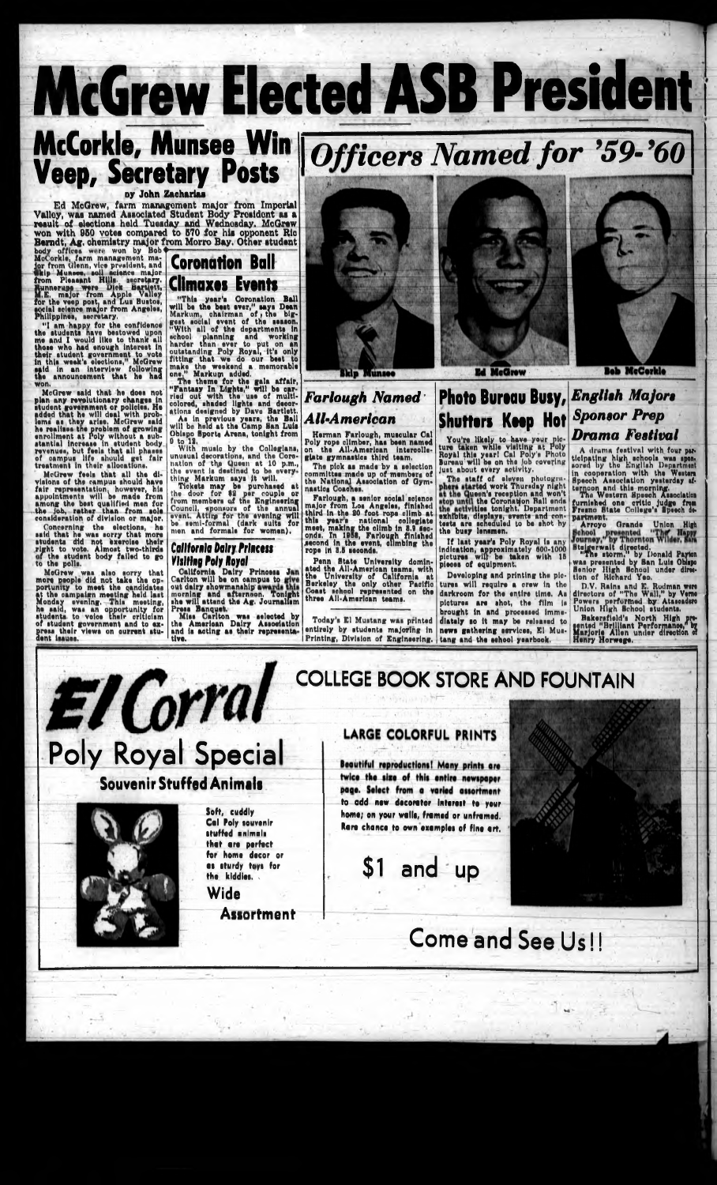# McGrew Elected ASB President

## McCorkle, Munsee Win Veep, Secretary Posts

by John Zacharias

Ed McGrew, farm management major from Imperial Valley, was named Associated Student Body President as a result of elections held Tuesday and Wednesday. McGrew won with 950 votes compared to 570 for his opponent Ric Berndt, Ag. chemistry major from Morro Bay. Other student body offices were won by Bob McCorkle, farm management major from Glenn, vice president, and Skip Munsee, soil science major from Pleasant Hills, secretary. Runnerups were Dick Bartlett, M.E. major from Apple Valley for the veep post, and Lus Bustos, social science major from Angeles, Philippines, secretary.

"I am happy for the confidence the students have bestowed upon me and I would like to thank all those who had enough interest in their student government to vote in this week's elections," McGrew said in an interview following the announcement that he had won.

McGrew said that he does not plan any revolutionary changes in student government or policies. He added that he will deal with problems as they arise. McGrew said he realizes the problem of growing enrollment at Poly without a substantial increase in student body revenues, but feels that all phases of campus life should get fair treatment in their allocations.

McGrew feels that all the divisions of the campus should have fair representation, however, his appointments will be made from among the best qualified men for the job, rather than from sole consideration of division or major.

Concerning the elections, he said that he was sorry that more students did not exercise their right to vote. Almost two-thirds of the student body failed to go to the polls.

McGrew was also sorry that more people did not take the opportunity to meet the candidates at the campaign meeting held last Monday evening. This meeting, he said, was an opportunity for students to voice their criticism of student government and to express their views on current student issues.

## Coronation Ball Climaxes Events

"This year's Coronation Ball will be the best ever," says Dean Markum, chairman of the biggest social event of the season. "With all of the departments in school planning and working harder than ever to put on an outstanding Poly Royal, it's only fitting that we do our best to make the weekend a memorable one." Markum added.

The theme for the gala affair, "Fantasy In Lights," will be carried out with the use of multi-colored, shaded lights and decorations designed by Dave Bartlett.

As in previous years, the Ball will be held at the Camp San Luis Obispo Sports Arena, tonight from 9 to 12.

With music by the Collegians, unusual decorations, and the Coronation of the Queen at 10 p.m., the event is destined to be everything Markum says it will.

Tickets may be purchased at the door for $2 per couple or from members of the Engineering Council, sponsors of the annual event. Attire for the evening will be semi-formal (dark suits for men and formals for women).

## California Dairy Princess Visiting Poly Royal

California Dairy Princess Jan Carlton will be on campus to give out dairy showmanship awards this morning and afternoon. Tonight she will attend the Ag. Journalism Press Banquet.

Miss Carlton was selected by the American Dairy Association and is acting as their representative.

## Officers Named for '59-'60

Skip Munsee

Ed McGrew

Bob McCorkle

## Farlough Named All-American

Herman Farlough, muscular Cal Poly rope climber, has been named on the All-American intercollegiate gymnastics third team.

The pick as made by a selection committee made up of members of the National Association of Gymnastics Coaches.

Farlough, a senior social science major from Los Angeles, finished third in the 20 foot rope climb at this year's national collegiate meet, making the climb in 3.9 seconds. In 1958, Farlough finished second in the event, climbing the rope in 3.5 seconds.

Penn State University dominated the All-American teams, with the University of California at Berkeley the only other Pacific Coast school represented on the three All-American teams.

Today's El Mustang was printed entirely by students majoring in Printing, Division of Engineering.

## Photo Bureau Busy, Shutters Keep Hot

You're likely to have your picture taken while visiting at Poly Royal this year! Cal Poly's Photo Bureau will be on the job covering just about every activity.

The staff of eleven photographers started work Thursday night and won't stop until the Coronation Ball ends at the Queen's reception tonight. Department exhibits, displays, events and contests are scheduled to be shot by the busy lensmen.

If last year's Poly Royal is any indication, approximately 600-1000 pictures will be taken with 15 pieces of equipment.

Developing and printing the pictures will require a crew in the darkroom for the entire time. As pictures are shot, the film is brought in and processed immediately so it may be released to news gathering services, El Mustang and the school yearbook.

## English Majors Sponsor Prep Drama Festival

A drama festival with four participating high schools was sponsored by the English Department in cooperation with the Western Speech Association yesterday afternoon and this morning.

The Western Speech Associates furnished one critic judge from Fresno State College's Speech department.

Arroyo Grande Union High School presented "The Happy Journey," by Thornton Wilder, Sara Steigerwalt directed.

"The storm," by Donald Payton was presented by San Luis Obispo Senior High School under direction of Richard Yeo.

D.V. Rains and E. Rodman were directors of "The Wall," by Verne Powers performed by Atascadero Union High School students.

Bakersfield's North High presented "Brilliant Performance," by Marjorie Allen under direction of Henry Horwege.

---

**El Corral**

**COLLEGE BOOK STORE AND FOUNTAIN**

**Poly Royal Special**

**Souvenir Stuffed Animals**

Soft, cuddly Cal Poly souvenir stuffed animals that are perfect for home decor or as sturdy toys for the kiddies.

**Wide Assortment**

**LARGE COLORFUL PRINTS**

Beautiful reproductions! Many prints are twice the size of this entire newspaper page. Select from a varied assortment to add new decorator interest to your home; on your walls, framed or unframed. Rare chance to own examples of fine art.

**$1 and up**

**Come and See Us!!**